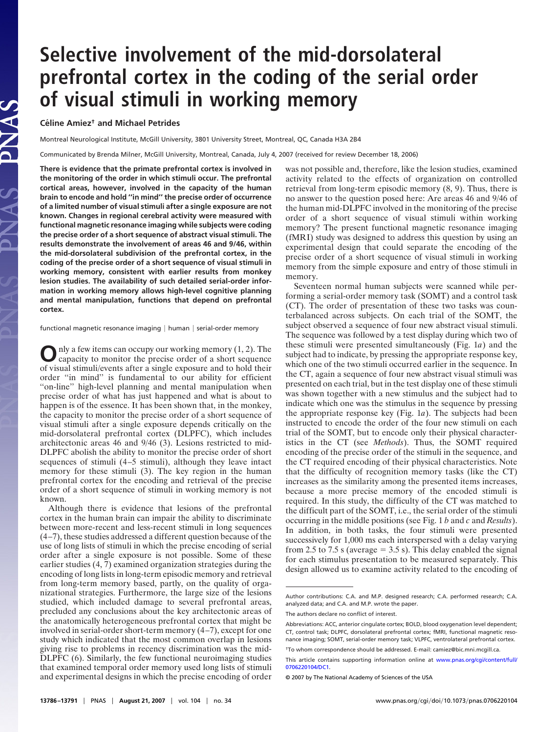# Selective involvement of the mid-dorsolateral prefrontal cortex in the coding of the serial order of visual stimuli in working memory

**Céline Amiez† and Michael Petrides**

Montreal Neurological Institute, McGill University, 3801 University Street, Montreal, QC, Canada H3A 2B4

Communicated by Brenda Milner, McGill University, Montreal, Canada, July 4, 2007 (received for review December 18, 2006)

**There is evidence that the primate prefrontal cortex is involved in the monitoring of the order in which stimuli occur. The prefrontal cortical areas, however, involved in the capacity of the human brain to encode and hold "in mind" the precise order of occurrence of a limited number of visual stimuli after a single exposure are not known. Changes in regional cerebral activity were measured with functional magnetic resonance imaging while subjects were coding the precise order of a short sequence of abstract visual stimuli. The results demonstrate the involvement of areas 46 and 9/46, within the mid-dorsolateral subdivision of the prefrontal cortex, in the coding of the precise order of a short sequence of visual stimuli in working memory, consistent with earlier results from monkey lesion studies. The availability of such detailed serial-order information in working memory allows high-level cognitive planning and mental manipulation, functions that depend on prefrontal cortex.**

functional magnetic resonance imaging | human | serial-order memory

Only a few items can occupy our working memory (1, 2). The capacity to monitor the precise order of a short sequence of visual stimuli/events after a single exposure and to hold their order "in mind" is fundamental to our ability for efficient "on-line" high-level planning and mental manipulation when precise order of what has just happened and what is about to happen is of the essence. It has been shown that, in the monkey, the capacity to monitor the precise order of a short sequence of visual stimuli after a single exposure depends critically on the mid-dorsolateral prefrontal cortex (DLPFC), which includes architectonic areas 46 and 9/46 (3). Lesions restricted to mid-DLPFC abolish the ability to monitor the precise order of short sequences of stimuli (4–5 stimuli), although they leave intact memory for these stimuli (3). The key region in the human prefrontal cortex for the encoding and retrieval of the precise order of a short sequence of stimuli in working memory is not known.

Although there is evidence that lesions of the prefrontal cortex in the human brain can impair the ability to discriminate between more-recent and less-recent stimuli in long sequences (4–7), these studies addressed a different question because of the use of long lists of stimuli in which the precise encoding of serial order after a single exposure is not possible. Some of these earlier studies (4, 7) examined organization strategies during the encoding of long lists in long-term episodic memory and retrieval from long-term memory based, partly, on the quality of organizational strategies. Furthermore, the large size of the lesions studied, which included damage to several prefrontal areas, precluded any conclusions about the key architectonic areas of the anatomically heterogeneous prefrontal cortex that might be involved in serial-order short-term memory (4–7), except for one study which indicated that the most common overlap in lesions giving rise to problems in recency discrimination was the mid-DLPFC (6). Similarly, the few functional neuroimaging studies that examined temporal order memory used long lists of stimuli and experimental designs in which the precise encoding of order was not possible and, therefore, like the lesion studies, examined activity related to the effects of organization on controlled retrieval from long-term episodic memory (8, 9). Thus, there is no answer to the question posed here: Are areas 46 and 9/46 of the human mid-DLPFC involved in the monitoring of the precise order of a short sequence of visual stimuli within working memory? The present functional magnetic resonance imaging (fMRI) study was designed to address this question by using an experimental design that could separate the encoding of the precise order of a short sequence of visual stimuli in working memory from the simple exposure and entry of those stimuli in memory.

Seventeen normal human subjects were scanned while performing a serial-order memory task (SOMT) and a control task (CT). The order of presentation of these two tasks was counterbalanced across subjects. On each trial of the SOMT, the subject observed a sequence of four new abstract visual stimuli. The sequence was followed by a test display during which two of these stimuli were presented simultaneously (Fig. 1*a*) and the subject had to indicate, by pressing the appropriate response key, which one of the two stimuli occurred earlier in the sequence. In the CT, again a sequence of four new abstract visual stimuli was presented on each trial, but in the test display one of these stimuli was shown together with a new stimulus and the subject had to indicate which one was the stimulus in the sequence by pressing the appropriate response key (Fig. 1*a*). The subjects had been instructed to encode the order of the four new stimuli on each trial of the SOMT, but to encode only their physical characteristics in the CT (see *Methods*). Thus, the SOMT required encoding of the precise order of the stimuli in the sequence, and the CT required encoding of their physical characteristics. Note that the difficulty of recognition memory tasks (like the CT) increases as the similarity among the presented items increases, because a more precise memory of the encoded stimuli is required. In this study, the difficulty of the CT was matched to the difficult part of the SOMT, i.e., the serial order of the stimuli occurring in the middle positions (see Fig. 1 *b* and *c* and *Results*). In addition, in both tasks, the four stimuli were presented successively for 1,000 ms each interspersed with a delay varying from 2.5 to 7.5 s (average = 3.5 s). This delay enabled the signal for each stimulus presentation to be measured separately. This design allowed us to examine activity related to the encoding of

---

Author contributions: C.A. and M.P. designed research; C.A. performed research; C.A. analyzed data; and C.A. and M.P. wrote the paper.

The authors declare no conflict of interest.

Abbreviations: ACC, anterior cingulate cortex; BOLD, blood oxygenation level dependent; CT, control task; DLPFC, dorsolateral prefrontal cortex; fMRI, functional magnetic resonance imaging; SOMT, serial-order memory task; VLPFC, ventrolateral prefrontal cortex.

†To whom correspondence should be addressed. E-mail: camiez@bic.mni.mcgill.ca.

This article contains supporting information online at www.pnas.org/cgi/content/full/0706220104/DC1.

© 2007 by The National Academy of Sciences of the USA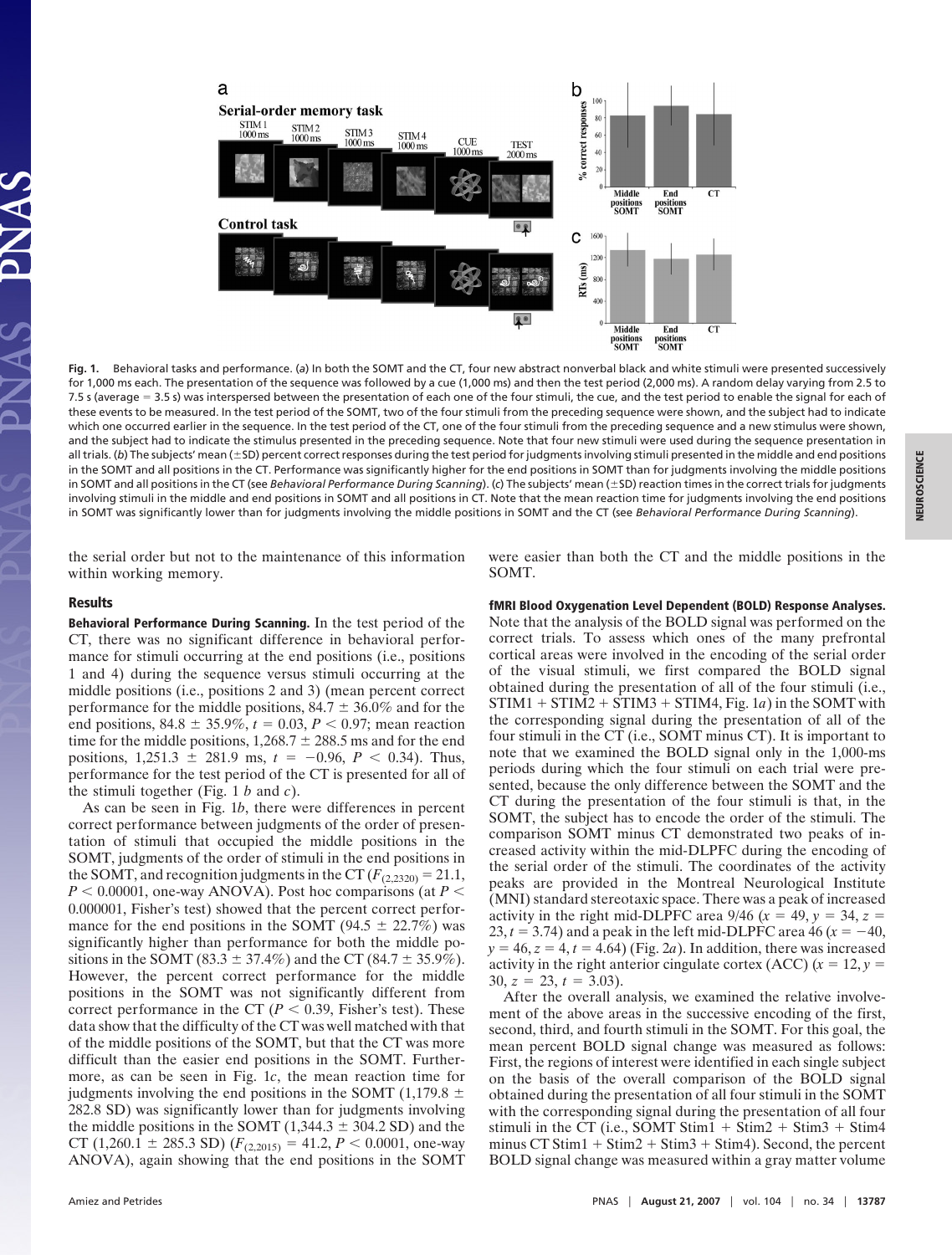**Fig. 1.** Behavioral tasks and performance. (*a*) In both the SOMT and the CT, four new abstract nonverbal black and white stimuli were presented successively for 1,000 ms each. The presentation of the sequence was followed by a cue (1,000 ms) and then the test period (2,000 ms). A random delay varying from 2.5 to 7.5 s (average = 3.5 s) was interspersed between the presentation of each one of the four stimuli, the cue, and the test period to enable the signal for each of these events to be measured. In the test period of the SOMT, two of the four stimuli from the preceding sequence were shown, and the subject had to indicate which one occurred earlier in the sequence. In the test period of the CT, one of the four stimuli from the preceding sequence and a new stimulus were shown, and the subject had to indicate the stimulus presented in the preceding sequence. Note that four new stimuli were used during the sequence presentation in all trials. (*b*) The subjects' mean (±SD) percent correct responses during the test period for judgments involving stimuli presented in the middle and end positions in the SOMT and all positions in the CT. Performance was significantly higher for the end positions in SOMT than for judgments involving the middle positions in SOMT and all positions in the CT (see *Behavioral Performance During Scanning*). (*c*) The subjects' mean (±SD) reaction times in the correct trials for judgments involving stimuli in the middle and end positions in SOMT and all positions in CT. Note that the mean reaction time for judgments involving the end positions in SOMT was significantly lower than for judgments involving the middle positions in SOMT and the CT (see *Behavioral Performance During Scanning*).

the serial order but not to the maintenance of this information within working memory.

## Results

**Behavioral Performance During Scanning.** In the test period of the CT, there was no significant difference in behavioral performance for stimuli occurring at the end positions (i.e., positions 1 and 4) during the sequence versus stimuli occurring at the middle positions (i.e., positions 2 and 3) (mean percent correct performance for the middle positions, 84.7 ± 36.0% and for the end positions, 84.8 ± 35.9%, $t = 0.03$, $P < 0.97$; mean reaction time for the middle positions, 1,268.7 ± 288.5 ms and for the end positions, 1,251.3 ± 281.9 ms, $t = -0.96$, $P < 0.34$). Thus, performance for the test period of the CT is presented for all of the stimuli together (Fig. 1 *b* and *c*).

As can be seen in Fig. 1*b*, there were differences in percent correct performance between judgments of the order of presentation of stimuli that occupied the middle positions in the SOMT, judgments of the order of stimuli in the end positions in the SOMT, and recognition judgments in the CT ($F_{(2,2320)} = 21.1$, $P < 0.00001$, one-way ANOVA). Post hoc comparisons (at $P < 0.000001$, Fisher's test) showed that the percent correct performance for the end positions in the SOMT (94.5 ± 22.7%) was significantly higher than performance for both the middle positions in the SOMT (83.3 ± 37.4%) and the CT (84.7 ± 35.9%). However, the percent correct performance for the middle positions in the SOMT was not significantly different from correct performance in the CT ($P < 0.39$, Fisher's test). These data show that the difficulty of the CT was well matched with that of the middle positions of the SOMT, but that the CT was more difficult than the easier end positions in the SOMT. Furthermore, as can be seen in Fig. 1*c*, the mean reaction time for judgments involving the end positions in the SOMT (1,179.8 ± 282.8 SD) was significantly lower than for judgments involving the middle positions in the SOMT (1,344.3 ± 304.2 SD) and the CT (1,260.1 ± 285.3 SD) ($F_{(2,2015)} = 41.2$, $P < 0.0001$, one-way ANOVA), again showing that the end positions in the SOMT were easier than both the CT and the middle positions in the SOMT.

**fMRI Blood Oxygenation Level Dependent (BOLD) Response Analyses.** Note that the analysis of the BOLD signal was performed on the correct trials. To assess which ones of the many prefrontal cortical areas were involved in the encoding of the serial order of the visual stimuli, we first compared the BOLD signal obtained during the presentation of all of the four stimuli (i.e., STIM1 + STIM2 + STIM3 + STIM4, Fig. 1*a*) in the SOMT with the corresponding signal during the presentation of all of the four stimuli in the CT (i.e., SOMT minus CT). It is important to note that we examined the BOLD signal only in the 1,000-ms periods during which the four stimuli on each trial were presented, because the only difference between the SOMT and the CT during the presentation of the four stimuli is that, in the SOMT, the subject has to encode the order of the stimuli. The comparison SOMT minus CT demonstrated two peaks of increased activity within the mid-DLPFC during the encoding of the serial order of the stimuli. The coordinates of the activity peaks are provided in the Montreal Neurological Institute (MNI) standard stereotaxic space. There was a peak of increased activity in the right mid-DLPFC area 9/46 ($x = 49$, $y = 34$, $z = 23$, $t = 3.74$) and a peak in the left mid-DLPFC area 46 ($x = -40$, $y = 46$, $z = 4$, $t = 4.64$) (Fig. 2*a*). In addition, there was increased activity in the right anterior cingulate cortex (ACC) ($x = 12$, $y = 30$, $z = 23$, $t = 3.03$).

After the overall analysis, we examined the relative involvement of the above areas in the successive encoding of the first, second, third, and fourth stimuli in the SOMT. For this goal, the mean percent BOLD signal change was measured as follows: First, the regions of interest were identified in each single subject on the basis of the overall comparison of the BOLD signal obtained during the presentation of all four stimuli in the SOMT with the corresponding signal during the presentation of all four stimuli in the CT (i.e., SOMT Stim1 + Stim2 + Stim3 + Stim4 minus CT Stim1 + Stim2 + Stim3 + Stim4). Second, the percent BOLD signal change was measured within a gray matter volume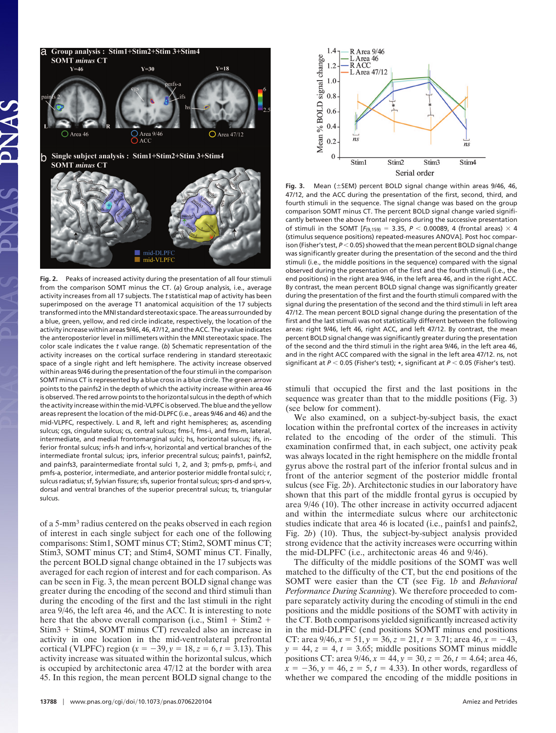**Fig. 2.** Peaks of increased activity during the presentation of all four stimuli from the comparison SOMT minus the CT. (*a*) Group analysis, i.e., average activity increases from all 17 subjects. The *t* statistical map of activity has been superimposed on the average T1 anatomical acquisition of the 17 subjects transformed into the MNI standard stereotaxic space. The areas surrounded by a blue, green, yellow, and red circle indicate, respectively, the location of the activity increase within areas 9/46, 46, 47/12, and the ACC. The *y* value indicates the anteroposterior level in millimeters within the MNI stereotaxic space. The color scale indicates the *t* value range. (*b*) Schematic representation of the activity increases on the cortical surface rendering in standard stereotaxic space of a single right and left hemisphere. The activity increase observed within areas 9/46 during the presentation of the four stimuli in the comparison SOMT minus CT is represented by a blue cross in a blue circle. The green arrow points to the painfs2 in the depth of which the activity increase within area 46 is observed. The red arrow points to the horizontal sulcus in the depth of which the activity increase within the mid-VLPFC is observed. The blue and the yellow areas represent the location of the mid-DLPFC (i.e., areas 9/46 and 46) and the mid-VLPFC, respectively. L and R, left and right hemispheres; as, ascending sulcus; cgs, cingulate sulcus; cs, central sulcus; fms-l, fms-i, and fms-m, lateral, intermediate, and medial frontomarginal sulci; hs, horizontal sulcus; ifs, inferior frontal sulcus; infs-h and infs-v, horizontal and vertical branches of the intermediate frontal sulcus; iprs, inferior precentral sulcus; painfs1, painfs2, and painfs3, paraintermediate frontal sulci 1, 2, and 3; pmfs-p, pmfs-i, and pmfs-a, posterior, intermediate, and anterior posterior middle frontal sulci; r, sulcus radiatus; sf, Sylvian fissure; sfs, superior frontal sulcus; sprs-d and sprs-v, dorsal and ventral branches of the superior precentral sulcus; ts, triangular sulcus.

of a 5-mm$^3$ radius centered on the peaks observed in each region of interest in each single subject for each one of the following comparisons: Stim1, SOMT minus CT; Stim2, SOMT minus CT; Stim3, SOMT minus CT; and Stim4, SOMT minus CT. Finally, the percent BOLD signal change obtained in the 17 subjects was averaged for each region of interest and for each comparison. As can be seen in Fig. 3, the mean percent BOLD signal change was greater during the encoding of the second and third stimuli than during the encoding of the first and the last stimuli in the right area 9/46, the left area 46, and the ACC. It is interesting to note here that the above overall comparison (i.e., Stim1 + Stim2 + Stim3 + Stim4, SOMT minus CT) revealed also an increase in activity in one location in the mid-ventrolateral prefrontal cortical (VLPFC) region ($x = -39, y = 18, z = 6, t = 3.13$). This activity increase was situated within the horizontal sulcus, which is occupied by architectonic area 47/12 at the border with area 45. In this region, the mean percent BOLD signal change to the

**Fig. 3.** Mean (±SEM) percent BOLD signal change within areas 9/46, 46, 47/12, and the ACC during the presentation of the first, second, third, and fourth stimuli in the sequence. The signal change was based on the group comparison SOMT minus CT. The percent BOLD signal change varied significantly between the above frontal regions during the successive presentation of stimuli in the SOMT [$F_{(9,159)} = 3.35$, $P < 0.00089$, 4 (frontal areas) × 4 (stimulus sequence positions) repeated-measures ANOVA]. Post hoc comparison (Fisher's test, $P < 0.05$) showed that the mean percent BOLD signal change was significantly greater during the presentation of the second and the third stimuli (i.e., the middle positions in the sequence) compared with the signal observed during the presentation of the first and the fourth stimuli (i.e., the end positions) in the right area 9/46, in the left area 46, and in the right ACC. By contrast, the mean percent BOLD signal change was significantly greater during the presentation of the first and the fourth stimuli compared with the signal during the presentation of the second and the third stimuli in left area 47/12. The mean percent BOLD signal change during the presentation of the first and the last stimuli was not statistically different between the following areas: right 9/46, left 46, right ACC, and left 47/12. By contrast, the mean percent BOLD signal change was significantly greater during the presentation of the second and the third stimuli in the right area 9/46, in the left area 46, and in the right ACC compared with the signal in the left area 47/12. ns, not significant at $P < 0.05$ (Fisher's test); *, significant at $P < 0.05$ (Fisher's test).

stimuli that occupied the first and the last positions in the sequence was greater than that to the middle positions (Fig. 3) (see below for comment).

We also examined, on a subject-by-subject basis, the exact location within the prefrontal cortex of the increases in activity related to the encoding of the order of the stimuli. This examination confirmed that, in each subject, one activity peak was always located in the right hemisphere on the middle frontal gyrus above the rostral part of the inferior frontal sulcus and in front of the anterior segment of the posterior middle frontal sulcus (see Fig. 2*b*). Architectonic studies in our laboratory have shown that this part of the middle frontal gyrus is occupied by area 9/46 (10). The other increase in activity occurred adjacent and within the intermediate sulcus where our architectonic studies indicate that area 46 is located (i.e., painfs1 and painfs2, Fig. 2*b*) (10). Thus, the subject-by-subject analysis provided strong evidence that the activity increases were occurring within the mid-DLPFC (i.e., architectonic areas 46 and 9/46).

The difficulty of the middle positions of the SOMT was well matched to the difficulty of the CT, but the end positions of the SOMT were easier than the CT (see Fig. 1*b* and *Behavioral Performance During Scanning*). We therefore proceeded to compare separately activity during the encoding of stimuli in the end positions and the middle positions of the SOMT with activity in the CT. Both comparisons yielded significantly increased activity in the mid-DLPFC (end positions SOMT minus end positions CT: area 9/46, $x = 51, y = 36, z = 21, t = 3.71$; area 46, $x = -43, y = 44, z = 4, t = 3.65$; middle positions SOMT minus middle positions CT: area 9/46, $x = 44, y = 30, z = 26, t = 4.64$; area 46, $x = -36, y = 46, z = 5, t = 4.33$). In other words, regardless of whether we compared the encoding of the middle positions in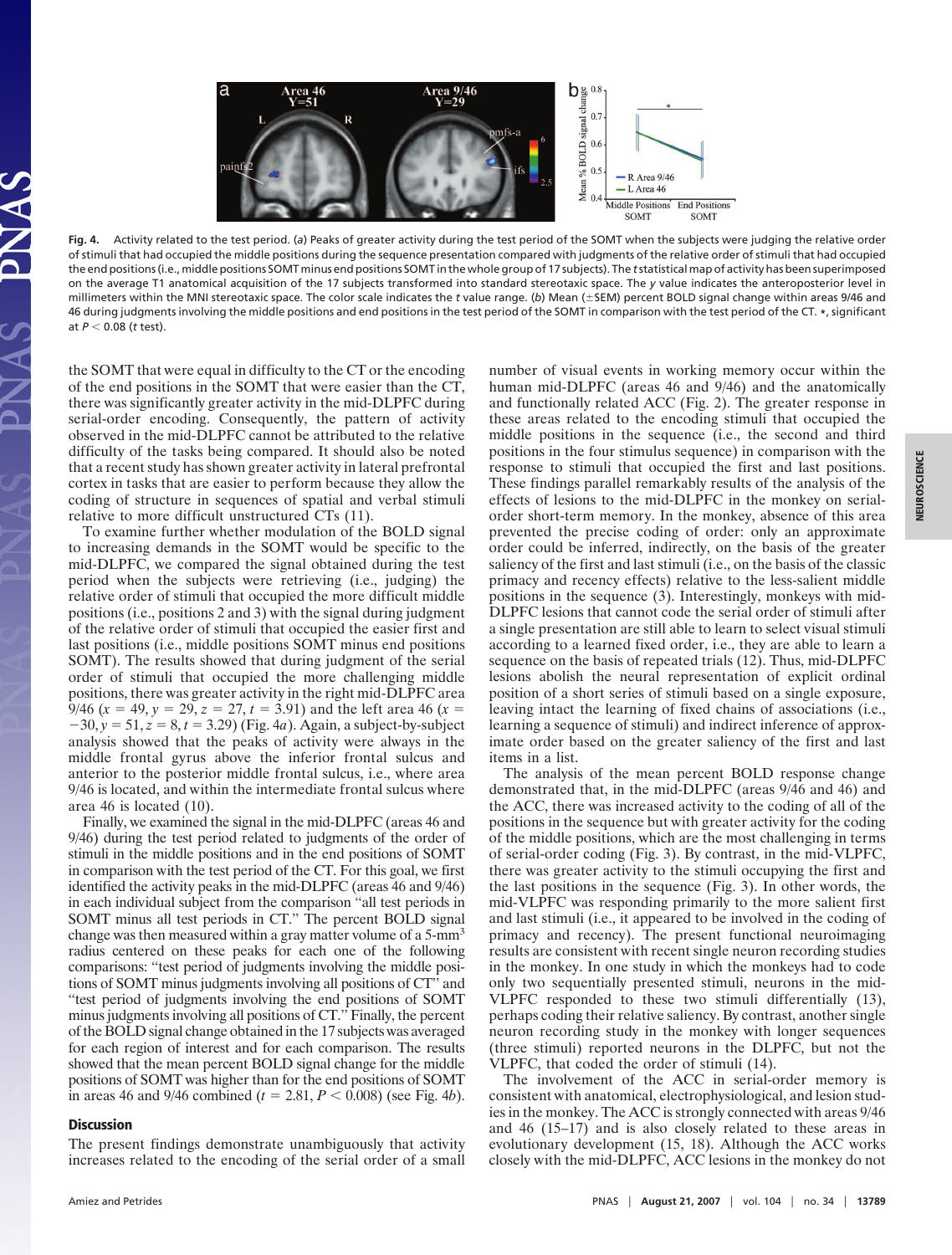Fig. 4. Activity related to the test period. (*a*) Peaks of greater activity during the test period of the SOMT when the subjects were judging the relative order of stimuli that had occupied the middle positions during the sequence presentation compared with judgments of the relative order of stimuli that had occupied the end positions (i.e., middle positions SOMT minus end positions SOMT in the whole group of 17 subjects). The *t* statistical map of activity has been superimposed on the average T1 anatomical acquisition of the 17 subjects transformed into standard stereotaxic space. The *y* value indicates the anteroposterior level in millimeters within the MNI stereotaxic space. The color scale indicates the *t* value range. (*b*) Mean (±SEM) percent BOLD signal change within areas 9/46 and 46 during judgments involving the middle positions and end positions in the test period of the SOMT in comparison with the test period of the CT. *, significant at $P < 0.08$ (*t* test).

the SOMT that were equal in difficulty to the CT or the encoding of the end positions in the SOMT that were easier than the CT, there was significantly greater activity in the mid-DLPFC during serial-order encoding. Consequently, the pattern of activity observed in the mid-DLPFC cannot be attributed to the relative difficulty of the tasks being compared. It should also be noted that a recent study has shown greater activity in lateral prefrontal cortex in tasks that are easier to perform because they allow the coding of structure in sequences of spatial and verbal stimuli relative to more difficult unstructured CTs (11).

To examine further whether modulation of the BOLD signal to increasing demands in the SOMT would be specific to the mid-DLPFC, we compared the signal obtained during the test period when the subjects were retrieving (i.e., judging) the relative order of stimuli that occupied the more difficult middle positions (i.e., positions 2 and 3) with the signal during judgment of the relative order of stimuli that occupied the easier first and last positions (i.e., middle positions SOMT minus end positions SOMT). The results showed that during judgment of the serial order of stimuli that occupied the more challenging middle positions, there was greater activity in the right mid-DLPFC area 9/46 ($x = 49$, $y = 29$, $z = 27$, $t = 3.91$) and the left area 46 ($x = -30$, $y = 51$, $z = 8$, $t = 3.29$) (Fig. 4*a*). Again, a subject-by-subject analysis showed that the peaks of activity were always in the middle frontal gyrus above the inferior frontal sulcus and anterior to the posterior middle frontal sulcus, i.e., where area 9/46 is located, and within the intermediate frontal sulcus where area 46 is located (10).

Finally, we examined the signal in the mid-DLPFC (areas 46 and 9/46) during the test period related to judgments of the order of stimuli in the middle positions and in the end positions of SOMT in comparison with the test period of the CT. For this goal, we first identified the activity peaks in the mid-DLPFC (areas 46 and 9/46) in each individual subject from the comparison "all test periods in SOMT minus all test periods in CT." The percent BOLD signal change was then measured within a gray matter volume of a 5-mm$^3$ radius centered on these peaks for each one of the following comparisons: "test period of judgments involving the middle positions of SOMT minus judgments involving all positions of CT" and "test period of judgments involving the end positions of SOMT minus judgments involving all positions of CT." Finally, the percent of the BOLD signal change obtained in the 17 subjects was averaged for each region of interest and for each comparison. The results showed that the mean percent BOLD signal change for the middle positions of SOMT was higher than for the end positions of SOMT in areas 46 and 9/46 combined ($t = 2.81$, $P < 0.008$) (see Fig. 4*b*).

## Discussion

The present findings demonstrate unambiguously that activity increases related to the encoding of the serial order of a small number of visual events in working memory occur within the human mid-DLPFC (areas 46 and 9/46) and the anatomically and functionally related ACC (Fig. 2). The greater response in these areas related to the encoding stimuli that occupied the middle positions in the sequence (i.e., the second and third positions in the four stimulus sequence) in comparison with the response to stimuli that occupied the first and last positions. These findings parallel remarkably results of the analysis of the effects of lesions to the mid-DLPFC in the monkey on serial-order short-term memory. In the monkey, absence of this area prevented the precise coding of order: only an approximate order could be inferred, indirectly, on the basis of the greater saliency of the first and last stimuli (i.e., on the basis of the classic primacy and recency effects) relative to the less-salient middle positions in the sequence (3). Interestingly, monkeys with mid-DLPFC lesions that cannot code the serial order of stimuli after a single presentation are still able to learn to select visual stimuli according to a learned fixed order, i.e., they are able to learn a sequence on the basis of repeated trials (12). Thus, mid-DLPFC lesions abolish the neural representation of explicit ordinal position of a short series of stimuli based on a single exposure, leaving intact the learning of fixed chains of associations (i.e., learning a sequence of stimuli) and indirect inference of approximate order based on the greater saliency of the first and last items in a list.

The analysis of the mean percent BOLD response change demonstrated that, in the mid-DLPFC (areas 9/46 and 46) and the ACC, there was increased activity to the coding of all of the positions in the sequence but with greater activity for the coding of the middle positions, which are the most challenging in terms of serial-order coding (Fig. 3). By contrast, in the mid-VLPFC, there was greater activity to the stimuli occupying the first and the last positions in the sequence (Fig. 3). In other words, the mid-VLPFC was responding primarily to the more salient first and last stimuli (i.e., it appeared to be involved in the coding of primacy and recency). The present functional neuroimaging results are consistent with recent single neuron recording studies in the monkey. In one study in which the monkeys had to code only two sequentially presented stimuli, neurons in the mid-VLPFC responded to these two stimuli differentially (13), perhaps coding their relative saliency. By contrast, another single neuron recording study in the monkey with longer sequences (three stimuli) reported neurons in the DLPFC, but not the VLPFC, that coded the order of stimuli (14).

The involvement of the ACC in serial-order memory is consistent with anatomical, electrophysiological, and lesion studies in the monkey. The ACC is strongly connected with areas 9/46 and 46 (15–17) and is also closely related to these areas in evolutionary development (15, 18). Although the ACC works closely with the mid-DLPFC, ACC lesions in the monkey do not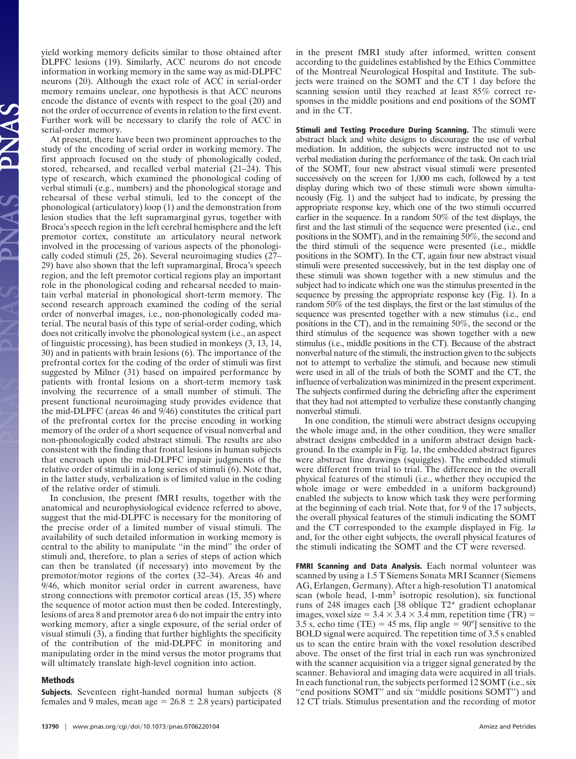yield working memory deficits similar to those obtained after DLPFC lesions (19). Similarly, ACC neurons do not encode information in working memory in the same way as mid-DLPFC neurons (20). Although the exact role of ACC in serial-order memory remains unclear, one hypothesis is that ACC neurons encode the distance of events with respect to the goal (20) and not the order of occurrence of events in relation to the first event. Further work will be necessary to clarify the role of ACC in serial-order memory.

At present, there have been two prominent approaches to the study of the encoding of serial order in working memory. The first approach focused on the study of phonologically coded, stored, rehearsed, and recalled verbal material (21–24). This type of research, which examined the phonological coding of verbal stimuli (e.g., numbers) and the phonological storage and rehearsal of these verbal stimuli, led to the concept of the phonological (articulatory) loop (1) and the demonstration from lesion studies that the left supramarginal gyrus, together with Broca's speech region in the left cerebral hemisphere and the left premotor cortex, constitute an articulatory neural network involved in the processing of various aspects of the phonologically coded stimuli (25, 26). Several neuroimaging studies (27–29) have also shown that the left supramarginal, Broca's speech region, and the left premotor cortical regions play an important role in the phonological coding and rehearsal needed to maintain verbal material in phonological short-term memory. The second research approach examined the coding of the serial order of nonverbal images, i.e., non-phonologically coded material. The neural basis of this type of serial-order coding, which does not critically involve the phonological system (i.e., an aspect of linguistic processing), has been studied in monkeys (3, 13, 14, 30) and in patients with brain lesions (6). The importance of the prefrontal cortex for the coding of the order of stimuli was first suggested by Milner (31) based on impaired performance by patients with frontal lesions on a short-term memory task involving the recurrence of a small number of stimuli. The present functional neuroimaging study provides evidence that the mid-DLPFC (areas 46 and 9/46) constitutes the critical part of the prefrontal cortex for the precise encoding in working memory of the order of a short sequence of visual nonverbal and non-phonologically coded abstract stimuli. The results are also consistent with the finding that frontal lesions in human subjects that encroach upon the mid-DLPFC impair judgments of the relative order of stimuli in a long series of stimuli (6). Note that, in the latter study, verbalization is of limited value in the coding of the relative order of stimuli.

In conclusion, the present fMRI results, together with the anatomical and neurophysiological evidence referred to above, suggest that the mid-DLPFC is necessary for the monitoring of the precise order of a limited number of visual stimuli. The availability of such detailed information in working memory is central to the ability to manipulate "in the mind" the order of stimuli and, therefore, to plan a series of steps of action which can then be translated (if necessary) into movement by the premotor/motor regions of the cortex (32–34). Areas 46 and 9/46, which monitor serial order in current awareness, have strong connections with premotor cortical areas (15, 35) where the sequence of motor action must then be coded. Interestingly, lesions of area 8 and premotor area 6 do not impair the entry into working memory, after a single exposure, of the serial order of visual stimuli (3), a finding that further highlights the specificity of the contribution of the mid-DLPFC in monitoring and manipulating order in the mind versus the motor programs that will ultimately translate high-level cognition into action.

## Methods

**Subjects.** Seventeen right-handed normal human subjects (8 females and 9 males, mean age = $26.8 \pm 2.8$ years) participated in the present fMRI study after informed, written consent according to the guidelines established by the Ethics Committee of the Montreal Neurological Hospital and Institute. The subjects were trained on the SOMT and the CT 1 day before the scanning session until they reached at least 85% correct responses in the middle positions and end positions of the SOMT and in the CT.

**Stimuli and Testing Procedure During Scanning.** The stimuli were abstract black and white designs to discourage the use of verbal mediation. In addition, the subjects were instructed not to use verbal mediation during the performance of the task. On each trial of the SOMT, four new abstract visual stimuli were presented successively on the screen for 1,000 ms each, followed by a test display during which two of these stimuli were shown simultaneously (Fig. 1) and the subject had to indicate, by pressing the appropriate response key, which one of the two stimuli occurred earlier in the sequence. In a random 50% of the test displays, the first and the last stimuli of the sequence were presented (i.e., end positions in the SOMT), and in the remaining 50%, the second and the third stimuli of the sequence were presented (i.e., middle positions in the SOMT). In the CT, again four new abstract visual stimuli were presented successively, but in the test display one of these stimuli was shown together with a new stimulus and the subject had to indicate which one was the stimulus presented in the sequence by pressing the appropriate response key (Fig. 1). In a random 50% of the test displays, the first or the last stimulus of the sequence was presented together with a new stimulus (i.e., end positions in the CT), and in the remaining 50%, the second or the third stimulus of the sequence was shown together with a new stimulus (i.e., middle positions in the CT). Because of the abstract nonverbal nature of the stimuli, the instruction given to the subjects not to attempt to verbalize the stimuli, and because new stimuli were used in all of the trials of both the SOMT and the CT, the influence of verbalization was minimized in the present experiment. The subjects confirmed during the debriefing after the experiment that they had not attempted to verbalize these constantly changing nonverbal stimuli.

In one condition, the stimuli were abstract designs occupying the whole image and, in the other condition, they were smaller abstract designs embedded in a uniform abstract design background. In the example in Fig. 1*a*, the embedded abstract figures were abstract line drawings (squiggles). The embedded stimuli were different from trial to trial. The difference in the overall physical features of the stimuli (i.e., whether they occupied the whole image or were embedded in a uniform background) enabled the subjects to know which task they were performing at the beginning of each trial. Note that, for 9 of the 17 subjects, the overall physical features of the stimuli indicating the SOMT and the CT corresponded to the example displayed in Fig. 1*a* and, for the other eight subjects, the overall physical features of the stimuli indicating the SOMT and the CT were reversed.

**FMRI Scanning and Data Analysis.** Each normal volunteer was scanned by using a 1.5 T Siemens Sonata MRI Scanner (Siemens AG, Erlangen, Germany). After a high-resolution T1 anatomical scan (whole head, 1-mm$^3$ isotropic resolution), six functional runs of 248 images each [38 oblique T2* gradient echoplanar images, voxel size = $3.4 \times 3.4 \times 3.4$ mm, repetition time (TR) = 3.5 s, echo time (TE) = 45 ms, flip angle = 90°] sensitive to the BOLD signal were acquired. The repetition time of 3.5 s enabled us to scan the entire brain with the voxel resolution described above. The onset of the first trial in each run was synchronized with the scanner acquisition via a trigger signal generated by the scanner. Behavioral and imaging data were acquired in all trials. In each functional run, the subjects performed 12 SOMT (i.e., six "end positions SOMT" and six "middle positions SOMT") and 12 CT trials. Stimulus presentation and the recording of motor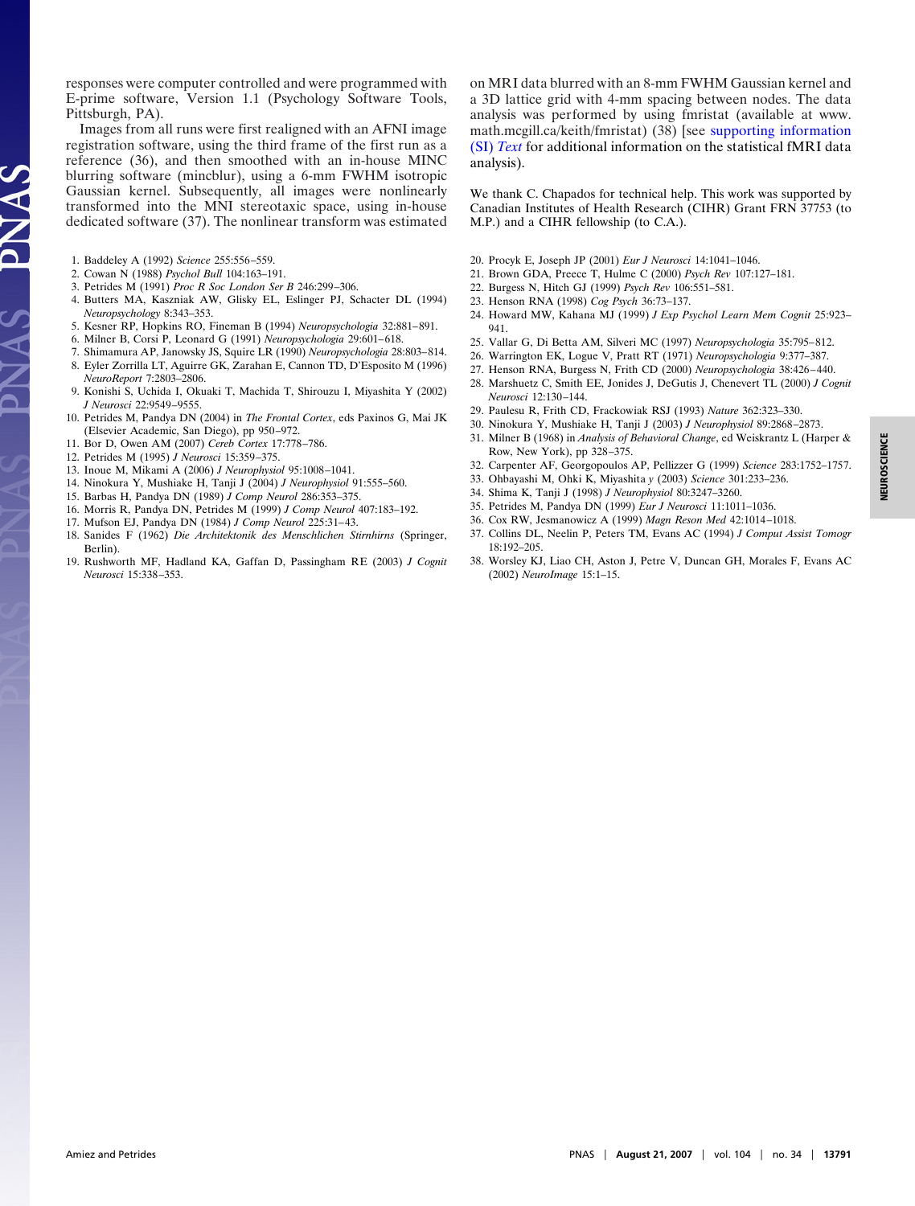responses were computer controlled and were programmed with E-prime software, Version 1.1 (Psychology Software Tools, Pittsburgh, PA).

Images from all runs were first realigned with an AFNI image registration software, using the third frame of the first run as a reference (36), and then smoothed with an in-house MINC blurring software (mincblur), using a 6-mm FWHM isotropic Gaussian kernel. Subsequently, all images were nonlinearly transformed into the MNI stereotaxic space, using in-house dedicated software (37). The nonlinear transform was estimated on MRI data blurred with an 8-mm FWHM Gaussian kernel and a 3D lattice grid with 4-mm spacing between nodes. The data analysis was performed by using fmristat (available at www.math.mcgill.ca/keith/fmristat) (38) [see supporting information (SI) *Text* for additional information on the statistical fMRI data analysis).

We thank C. Chapados for technical help. This work was supported by Canadian Institutes of Health Research (CIHR) Grant FRN 37753 (to M.P.) and a CIHR fellowship (to C.A.).

1. Baddeley A (1992) *Science* 255:556–559.
2. Cowan N (1988) *Psychol Bull* 104:163–191.
3. Petrides M (1991) *Proc R Soc London Ser B* 246:299–306.
4. Butters MA, Kaszniak AW, Glisky EL, Eslinger PJ, Schacter DL (1994) *Neuropsychology* 8:343–353.
5. Kesner RP, Hopkins RO, Fineman B (1994) *Neuropsychologia* 32:881–891.
6. Milner B, Corsi P, Leonard G (1991) *Neuropsychologia* 29:601–618.
7. Shimamura AP, Janowsky JS, Squire LR (1990) *Neuropsychologia* 28:803–814.
8. Eyler Zorrilla LT, Aguirre GK, Zarahan E, Cannon TD, D'Esposito M (1996) *NeuroReport* 7:2803–2806.
9. Konishi S, Uchida I, Okuaki T, Machida T, Shirouzu I, Miyashita Y (2002) *J Neurosci* 22:9549–9555.
10. Petrides M, Pandya DN (2004) in *The Frontal Cortex*, eds Paxinos G, Mai JK (Elsevier Academic, San Diego), pp 950–972.
11. Bor D, Owen AM (2007) *Cereb Cortex* 17:778–786.
12. Petrides M (1995) *J Neurosci* 15:359–375.
13. Inoue M, Mikami A (2006) *J Neurophysiol* 95:1008–1041.
14. Ninokura Y, Mushiake H, Tanji J (2004) *J Neurophysiol* 91:555–560.
15. Barbas H, Pandya DN (1989) *J Comp Neurol* 286:353–375.
16. Morris R, Pandya DN, Petrides M (1999) *J Comp Neurol* 407:183–192.
17. Mufson EJ, Pandya DN (1984) *J Comp Neurol* 225:31–43.
18. Sanides F (1962) *Die Architektonik des Menschlichen Stirnhirns* (Springer, Berlin).
19. Rushworth MF, Hadland KA, Gaffan D, Passingham RE (2003) *J Cognit Neurosci* 15:338–353.
20. Procyk E, Joseph JP (2001) *Eur J Neurosci* 14:1041–1046.
21. Brown GDA, Preece T, Hulme C (2000) *Psych Rev* 107:127–181.
22. Burgess N, Hitch GJ (1999) *Psych Rev* 106:551–581.
23. Henson RNA (1998) *Cog Psych* 36:73–137.
24. Howard MW, Kahana MJ (1999) *J Exp Psychol Learn Mem Cognit* 25:923–941.
25. Vallar G, Di Betta AM, Silveri MC (1997) *Neuropsychologia* 35:795–812.
26. Warrington EK, Logue V, Pratt RT (1971) *Neuropsychologia* 9:377–387.
27. Henson RNA, Burgess N, Frith CD (2000) *Neuropsychologia* 38:426–440.
28. Marshuetz C, Smith EE, Jonides J, DeGutis J, Chenevert TL (2000) *J Cognit Neurosci* 12:130–144.
29. Paulesu R, Frith CD, Frackowiak RSJ (1993) *Nature* 362:323–330.
30. Ninokura Y, Mushiake H, Tanji J (2003) *J Neurophysiol* 89:2868–2873.
31. Milner B (1968) in *Analysis of Behavioral Change*, ed Weiskrantz L (Harper & Row, New York), pp 328–375.
32. Carpenter AF, Georgopoulos AP, Pellizzer G (1999) *Science* 283:1752–1757.
33. Ohbayashi M, Ohki K, Miyashita *y* (2003) *Science* 301:233–236.
34. Shima K, Tanji J (1998) *J Neurophysiol* 80:3247–3260.
35. Petrides M, Pandya DN (1999) *Eur J Neurosci* 11:1011–1036.
36. Cox RW, Jesmanowicz A (1999) *Magn Reson Med* 42:1014–1018.
37. Collins DL, Neelin P, Peters TM, Evans AC (1994) *J Comput Assist Tomogr* 18:192–205.
38. Worsley KJ, Liao CH, Aston J, Petre V, Duncan GH, Morales F, Evans AC (2002) *NeuroImage* 15:1–15.